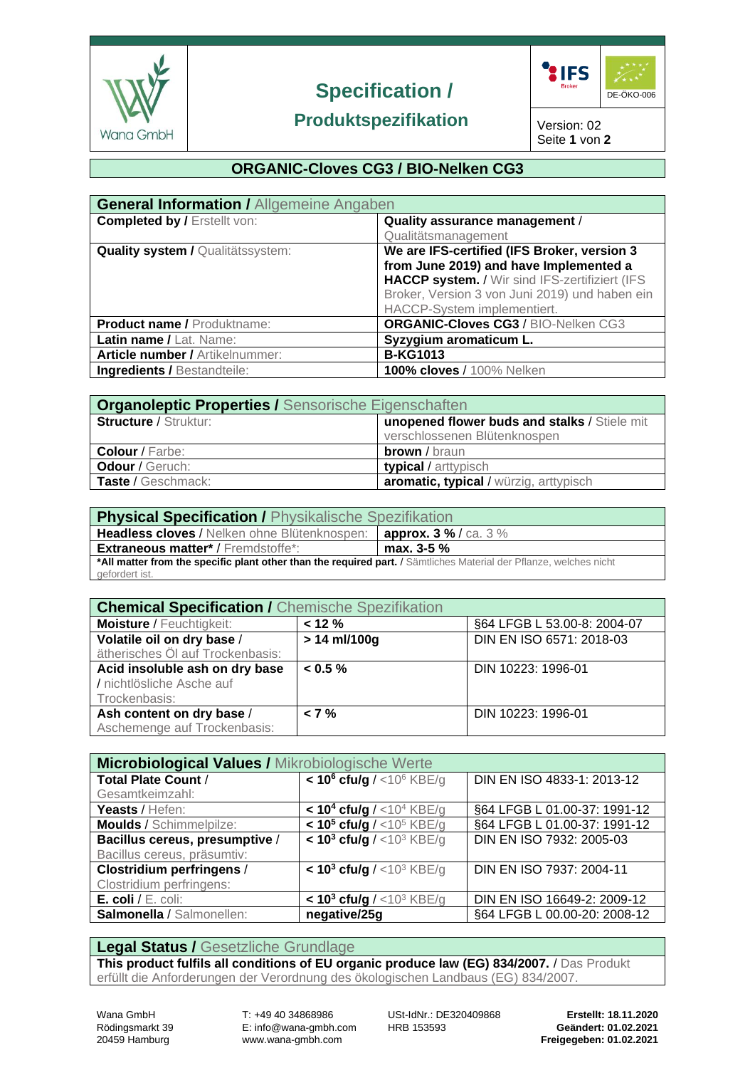Wana GmbH

# Specification / Produktspezifikation

IFS Broker | DE-ÖKO-006

Version: 02

## ORGANIC-Cloves CG3 / BIO-Nelken CG3

| **General Information /** Allgemeine Angaben | |
|---|---|
| **Completed by /** Erstellt von: | **Quality assurance management /** Qualitätsmanagement |
| **Quality system /** Qualitätssystem: | **We are IFS-certified (IFS Broker, version 3 from June 2019) and have Implemented a HACCP system. /** Wir sind IFS-zertifiziert (IFS Broker, Version 3 von Juni 2019) und haben ein HACCP-System implementiert. |
| **Product name /** Produktname: | **ORGANIC-Cloves CG3** / BIO-Nelken CG3 |
| **Latin name /** Lat. Name: | **Syzygium aromaticum L.** |
| **Article number /** Artikelnummer: | **B-KG1013** |
| **Ingredients /** Bestandteile: | **100% cloves** / 100% Nelken |

| **Organoleptic Properties /** Sensorische Eigenschaften | |
|---|---|
| **Structure** / Struktur: | **unopened flower buds and stalks** / Stiele mit verschlossenen Blütenknospen |
| **Colour** / Farbe: | **brown** / braun |
| **Odour** / Geruch: | **typical** / arttypisch |
| **Taste** / Geschmack: | **aromatic, typical** / würzig, arttypisch |

| **Physical Specification /** Physikalische Spezifikation | |
|---|---|
| **Headless cloves** / Nelken ohne Blütenknospen: | **approx. 3 %** / ca. 3 % |
| **Extraneous matter*** / Fremdstoffe*: | **max. 3-5 %** |

***All matter from the specific plant other than the required part.** / Sämtliches Material der Pflanze, welches nicht gefordert ist.

| **Chemical Specification /** Chemische Spezifikation | | |
|---|---|---|
| **Moisture** / Feuchtigkeit: | **< 12 %** | §64 LFGB L 53.00-8: 2004-07 |
| **Volatile oil on dry base** / ätherisches Öl auf Trockenbasis: | **> 14 ml/100g** | DIN EN ISO 6571: 2018-03 |
| **Acid insoluble ash on dry base** / nichtlösliche Asche auf Trockenbasis: | **< 0.5 %** | DIN 10223: 1996-01 |
| **Ash content on dry base** / Aschemenge auf Trockenbasis: | **< 7 %** | DIN 10223: 1996-01 |

| **Microbiological Values /** Mikrobiologische Werte | | |
|---|---|---|
| **Total Plate Count** / Gesamtkeimzahl: | **< $10^6$ cfu/g** / <$10^6$ KBE/g | DIN EN ISO 4833-1: 2013-12 |
| **Yeasts** / Hefen: | **< $10^4$ cfu/g** / <$10^4$ KBE/g | §64 LFGB L 01.00-37: 1991-12 |
| **Moulds** / Schimmelpilze: | **< $10^5$ cfu/g** / <$10^5$ KBE/g | §64 LFGB L 01.00-37: 1991-12 |
| **Bacillus cereus, presumptive** / Bacillus cereus, präsumtiv: | **< $10^3$ cfu/g** / <$10^3$ KBE/g | DIN EN ISO 7932: 2005-03 |
| **Clostridium perfringens** / Clostridium perfringens: | **< $10^3$ cfu/g** / <$10^3$ KBE/g | DIN EN ISO 7937: 2004-11 |
| **E. coli** / E. coli: | **< $10^3$ cfu/g** / <$10^3$ KBE/g | DIN EN ISO 16649-2: 2009-12 |
| **Salmonella** / Salmonellen: | **negative/25g** | §64 LFGB L 00.00-20: 2008-12 |

## Legal Status / Gesetzliche Grundlage

**This product fulfils all conditions of EU organic produce law (EG) 834/2007.** / Das Produkt erfüllt die Anforderungen der Verordnung des ökologischen Landbaus (EG) 834/2007.

Wana GmbH
Rödingsmarkt 39
20459 Hamburg

T: +49 40 34868986
E: info@wana-gmbh.com
www.wana-gmbh.com

USt-IdNr.: DE320409868
HRB 153593

**Erstellt: 18.11.2020**
**Geändert: 01.02.2021**
**Freigegeben: 01.02.2021**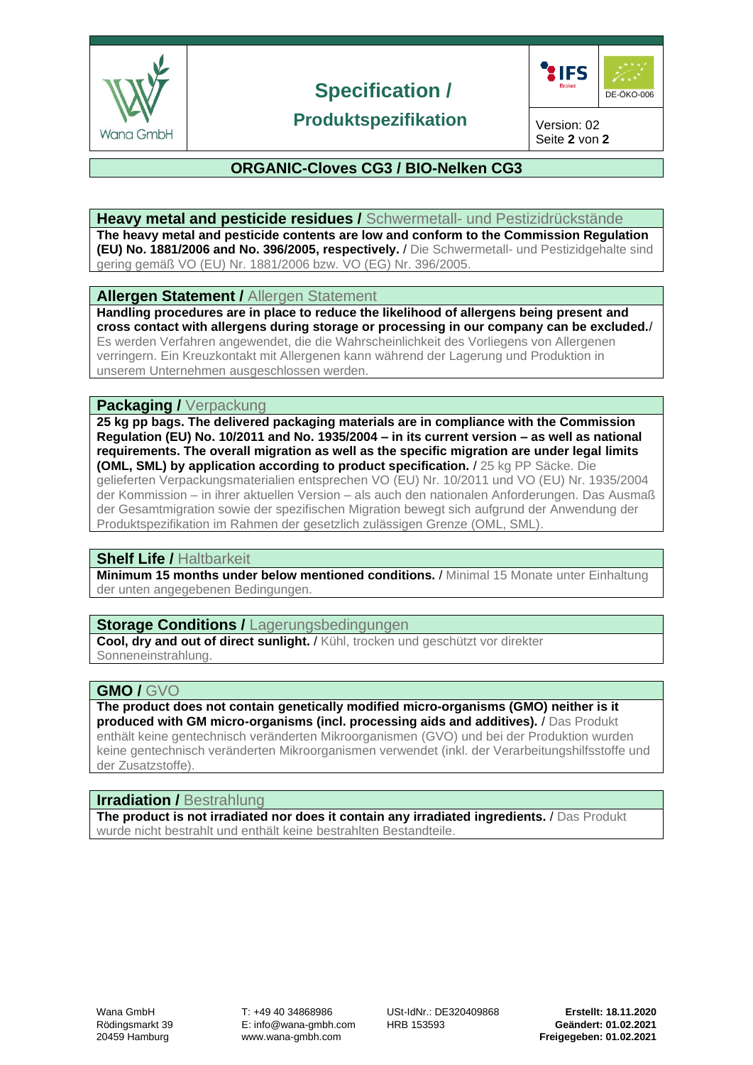# Specification / Produktspezifikation

## ORGANIC-Cloves CG3 / BIO-Nelken CG3

### Heavy metal and pesticide residues / Schwermetall- und Pestizidrückstände

**The heavy metal and pesticide contents are low and conform to the Commission Regulation (EU) No. 1881/2006 and No. 396/2005, respectively.** / Die Schwermetall- und Pestizidgehalte sind gering gemäß VO (EU) Nr. 1881/2006 bzw. VO (EG) Nr. 396/2005.

### Allergen Statement / Allergen Statement

**Handling procedures are in place to reduce the likelihood of allergens being present and cross contact with allergens during storage or processing in our company can be excluded.**/ Es werden Verfahren angewendet, die die Wahrscheinlichkeit des Vorliegens von Allergenen verringern. Ein Kreuzkontakt mit Allergenen kann während der Lagerung und Produktion in unserem Unternehmen ausgeschlossen werden.

### Packaging / Verpackung

**25 kg pp bags. The delivered packaging materials are in compliance with the Commission Regulation (EU) No. 10/2011 and No. 1935/2004 – in its current version – as well as national requirements. The overall migration as well as the specific migration are under legal limits (OML, SML) by application according to product specification.** / 25 kg PP Säcke. Die gelieferten Verpackungsmaterialien entsprechen VO (EU) Nr. 10/2011 und VO (EU) Nr. 1935/2004 der Kommission – in ihrer aktuellen Version – als auch den nationalen Anforderungen. Das Ausmaß der Gesamtmigration sowie der spezifischen Migration bewegt sich aufgrund der Anwendung der Produktspezifikation im Rahmen der gesetzlich zulässigen Grenze (OML, SML).

### Shelf Life / Haltbarkeit

**Minimum 15 months under below mentioned conditions.** / Minimal 15 Monate unter Einhaltung der unten angegebenen Bedingungen.

### Storage Conditions / Lagerungsbedingungen

**Cool, dry and out of direct sunlight.** / Kühl, trocken und geschützt vor direkter Sonneneinstrahlung.

### GMO / GVO

**The product does not contain genetically modified micro-organisms (GMO) neither is it produced with GM micro-organisms (incl. processing aids and additives).** / Das Produkt enthält keine gentechnisch veränderten Mikroorganismen (GVO) und bei der Produktion wurden keine gentechnisch veränderten Mikroorganismen verwendet (inkl. der Verarbeitungshilfsstoffe und der Zusatzstoffe).

### Irradiation / Bestrahlung

**The product is not irradiated nor does it contain any irradiated ingredients.** / Das Produkt wurde nicht bestrahlt und enthält keine bestrahlten Bestandteile.